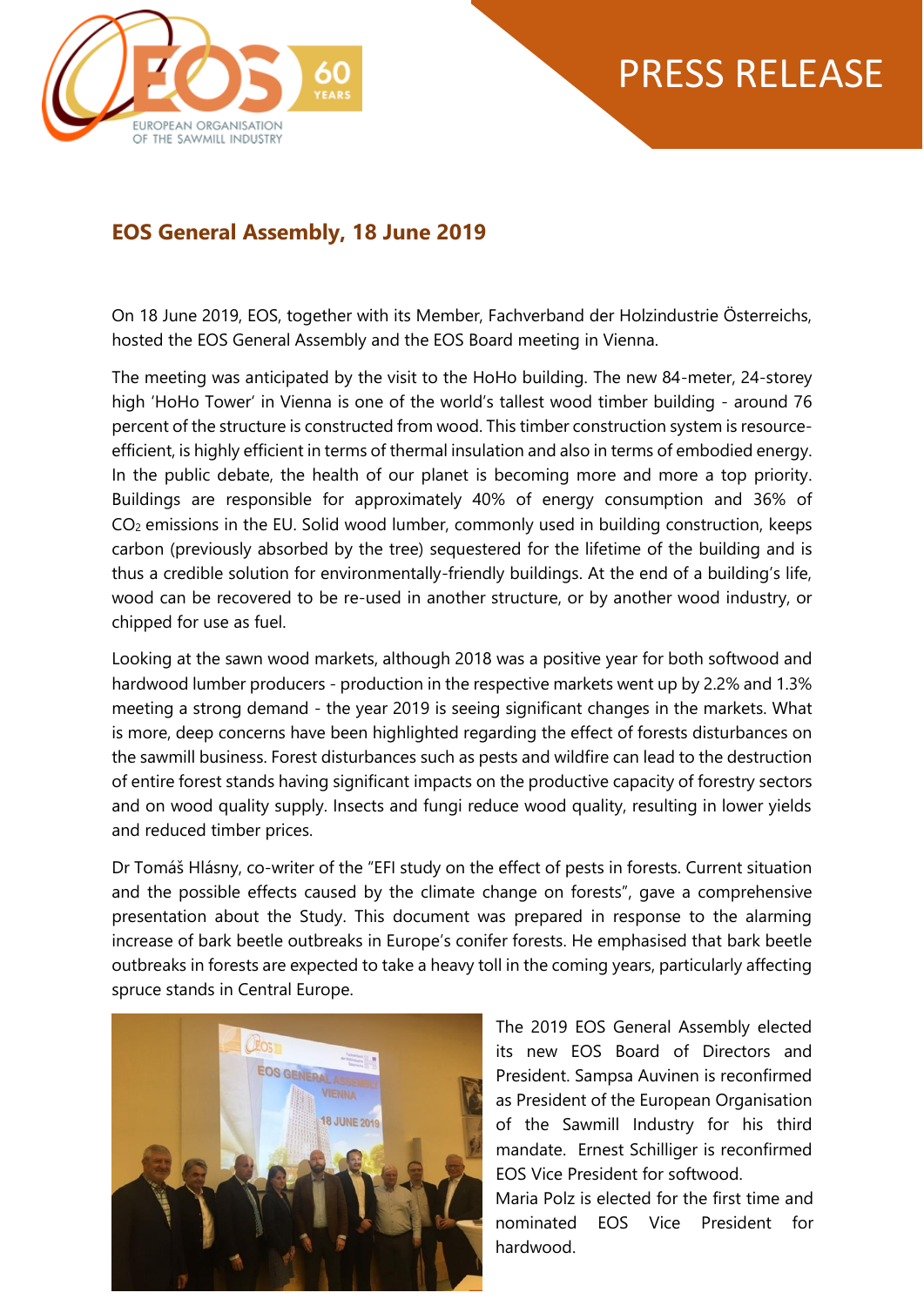# PRESS RELEASE

## EOS General Assembly, 18 June 2019

On 18 June 2019, EOS, together with its Member, Fachverband der Holzindustrie Österreichs, hosted the EOS General Assembly and the EOS Board meeting in Vienna.

The meeting was anticipated by the visit to the HoHo building. The new 84-meter, 24-storey high 'HoHo Tower' in Vienna is one of the world's tallest wood timber building - around 76 percent of the structure is constructed from wood. This timber construction system is resource-efficient, is highly efficient in terms of thermal insulation and also in terms of embodied energy. In the public debate, the health of our planet is becoming more and more a top priority. Buildings are responsible for approximately 40% of energy consumption and 36% of $CO_2$ emissions in the EU. Solid wood lumber, commonly used in building construction, keeps carbon (previously absorbed by the tree) sequestered for the lifetime of the building and is thus a credible solution for environmentally-friendly buildings. At the end of a building's life, wood can be recovered to be re-used in another structure, or by another wood industry, or chipped for use as fuel.

Looking at the sawn wood markets, although 2018 was a positive year for both softwood and hardwood lumber producers - production in the respective markets went up by 2.2% and 1.3% meeting a strong demand - the year 2019 is seeing significant changes in the markets. What is more, deep concerns have been highlighted regarding the effect of forests disturbances on the sawmill business. Forest disturbances such as pests and wildfire can lead to the destruction of entire forest stands having significant impacts on the productive capacity of forestry sectors and on wood quality supply. Insects and fungi reduce wood quality, resulting in lower yields and reduced timber prices.

Dr Tomáš Hlásny, co-writer of the "EFI study on the effect of pests in forests. Current situation and the possible effects caused by the climate change on forests", gave a comprehensive presentation about the Study. This document was prepared in response to the alarming increase of bark beetle outbreaks in Europe's conifer forests. He emphasised that bark beetle outbreaks in forests are expected to take a heavy toll in the coming years, particularly affecting spruce stands in Central Europe.

The 2019 EOS General Assembly elected its new EOS Board of Directors and President. Sampsa Auvinen is reconfirmed as President of the European Organisation of the Sawmill Industry for his third mandate. Ernest Schilliger is reconfirmed EOS Vice President for softwood.
Maria Polz is elected for the first time and nominated EOS Vice President for hardwood.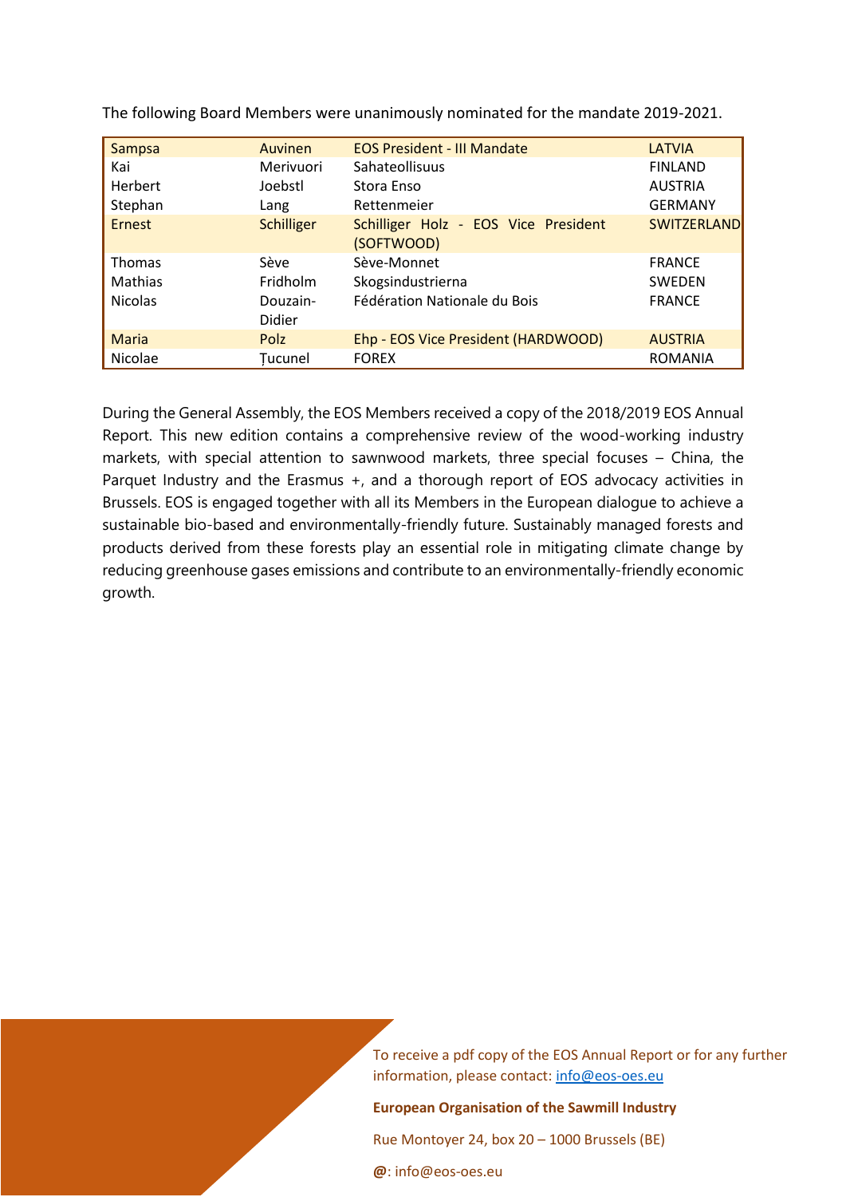The following Board Members were unanimously nominated for the mandate 2019-2021.

| | | | |
|---|---|---|---|
| Sampsa | Auvinen | EOS President - III Mandate | LATVIA |
| Kai | Merivuori | Sahateollisuus | FINLAND |
| Herbert | Joebstl | Stora Enso | AUSTRIA |
| Stephan | Lang | Rettenmeier | GERMANY |
| Ernest | Schilliger | Schilliger Holz - EOS Vice President (SOFTWOOD) | SWITZERLAND |
| Thomas | Sève | Sève-Monnet | FRANCE |
| Mathias | Fridholm | Skogsindustrierna | SWEDEN |
| Nicolas | Douzain-Didier | Fédération Nationale du Bois | FRANCE |
| Maria | Polz | Ehp - EOS Vice President (HARDWOOD) | AUSTRIA |
| Nicolae | Țucunel | FOREX | ROMANIA |

During the General Assembly, the EOS Members received a copy of the 2018/2019 EOS Annual Report. This new edition contains a comprehensive review of the wood-working industry markets, with special attention to sawnwood markets, three special focuses – China, the Parquet Industry and the Erasmus +, and a thorough report of EOS advocacy activities in Brussels. EOS is engaged together with all its Members in the European dialogue to achieve a sustainable bio-based and environmentally-friendly future. Sustainably managed forests and products derived from these forests play an essential role in mitigating climate change by reducing greenhouse gases emissions and contribute to an environmentally-friendly economic growth.

To receive a pdf copy of the EOS Annual Report or for any further information, please contact: info@eos-oes.eu

**European Organisation of the Sawmill Industry**

Rue Montoyer 24, box 20 – 1000 Brussels (BE)

**@**: info@eos-oes.eu